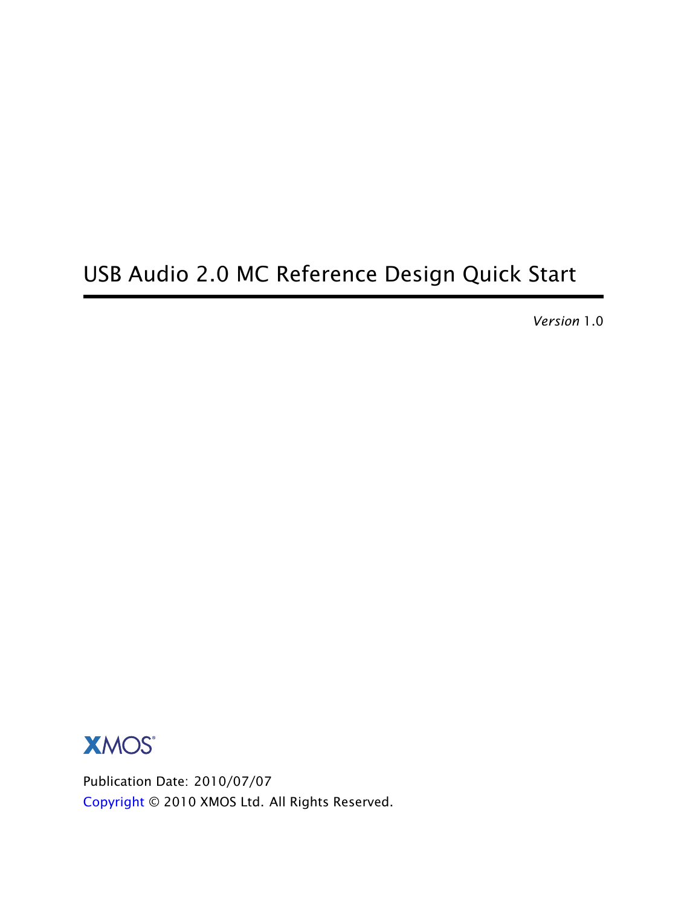# USB Audio 2.0 MC Reference Design Quick Start

*Version* 1.0

XMOS

Publication Date: 2010/07/07
Copyright © 2010 XMOS Ltd. All Rights Reserved.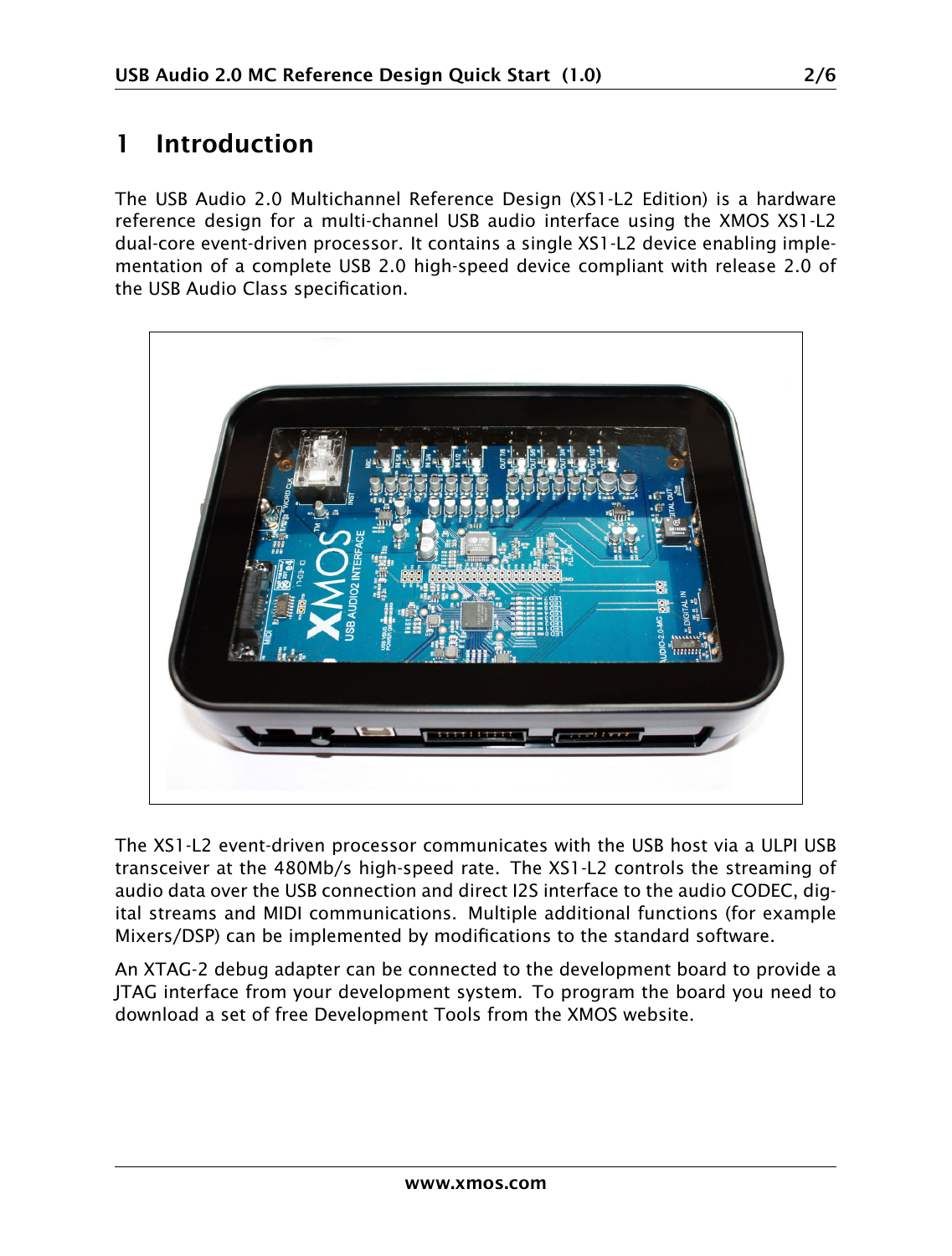# 1 Introduction

The USB Audio 2.0 Multichannel Reference Design (XS1-L2 Edition) is a hardware reference design for a multi-channel USB audio interface using the XMOS XS1-L2 dual-core event-driven processor. It contains a single XS1-L2 device enabling implementation of a complete USB 2.0 high-speed device compliant with release 2.0 of the USB Audio Class specification.

The XS1-L2 event-driven processor communicates with the USB host via a ULPI USB transceiver at the 480Mb/s high-speed rate. The XS1-L2 controls the streaming of audio data over the USB connection and direct I2S interface to the audio CODEC, digital streams and MIDI communications. Multiple additional functions (for example Mixers/DSP) can be implemented by modifications to the standard software.

An XTAG-2 debug adapter can be connected to the development board to provide a JTAG interface from your development system. To program the board you need to download a set of free Development Tools from the XMOS website.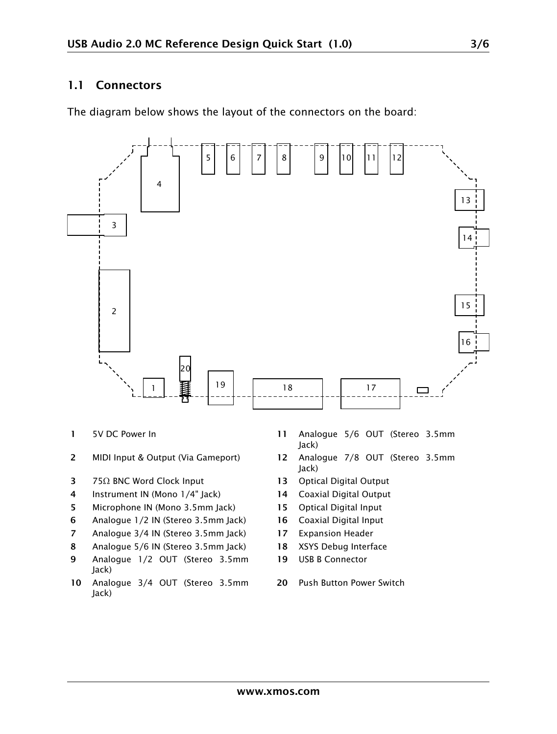## 1.1 Connectors

The diagram below shows the layout of the connectors on the board:

1. 5V DC Power In
2. MIDI Input & Output (Via Gameport)
3. 75Ω BNC Word Clock Input
4. Instrument IN (Mono 1/4" Jack)
5. Microphone IN (Mono 3.5mm Jack)
6. Analogue 1/2 IN (Stereo 3.5mm Jack)
7. Analogue 3/4 IN (Stereo 3.5mm Jack)
8. Analogue 5/6 IN (Stereo 3.5mm Jack)
9. Analogue 1/2 OUT (Stereo 3.5mm Jack)
10. Analogue 3/4 OUT (Stereo 3.5mm Jack)
11. Analogue 5/6 OUT (Stereo 3.5mm Jack)
12. Analogue 7/8 OUT (Stereo 3.5mm Jack)
13. Optical Digital Output
14. Coaxial Digital Output
15. Optical Digital Input
16. Coaxial Digital Input
17. Expansion Header
18. XSYS Debug Interface
19. USB B Connector
20. Push Button Power Switch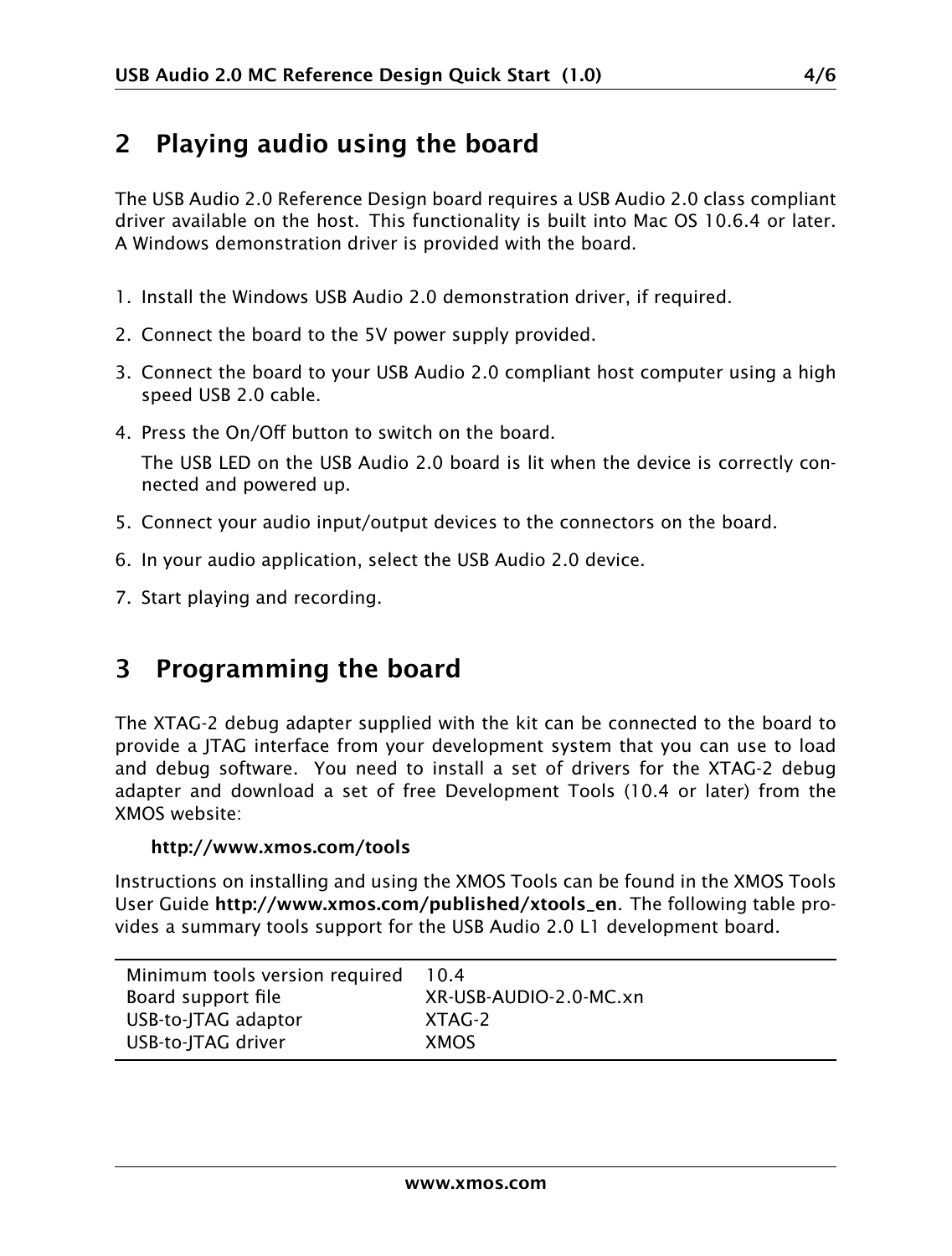## 2 Playing audio using the board

The USB Audio 2.0 Reference Design board requires a USB Audio 2.0 class compliant driver available on the host. This functionality is built into Mac OS 10.6.4 or later. A Windows demonstration driver is provided with the board.

1. Install the Windows USB Audio 2.0 demonstration driver, if required.
2. Connect the board to the 5V power supply provided.
3. Connect the board to your USB Audio 2.0 compliant host computer using a high speed USB 2.0 cable.
4. Press the On/Off button to switch on the board.

   The USB LED on the USB Audio 2.0 board is lit when the device is correctly connected and powered up.
5. Connect your audio input/output devices to the connectors on the board.
6. In your audio application, select the USB Audio 2.0 device.
7. Start playing and recording.

## 3 Programming the board

The XTAG-2 debug adapter supplied with the kit can be connected to the board to provide a JTAG interface from your development system that you can use to load and debug software. You need to install a set of drivers for the XTAG-2 debug adapter and download a set of free Development Tools (10.4 or later) from the XMOS website:

**http://www.xmos.com/tools**

Instructions on installing and using the XMOS Tools can be found in the XMOS Tools User Guide **http://www.xmos.com/published/xtools_en**. The following table provides a summary tools support for the USB Audio 2.0 L1 development board.

| | |
|---|---|
| Minimum tools version required | 10.4 |
| Board support file | XR-USB-AUDIO-2.0-MC.xn |
| USB-to-JTAG adaptor | XTAG-2 |
| USB-to-JTAG driver | XMOS |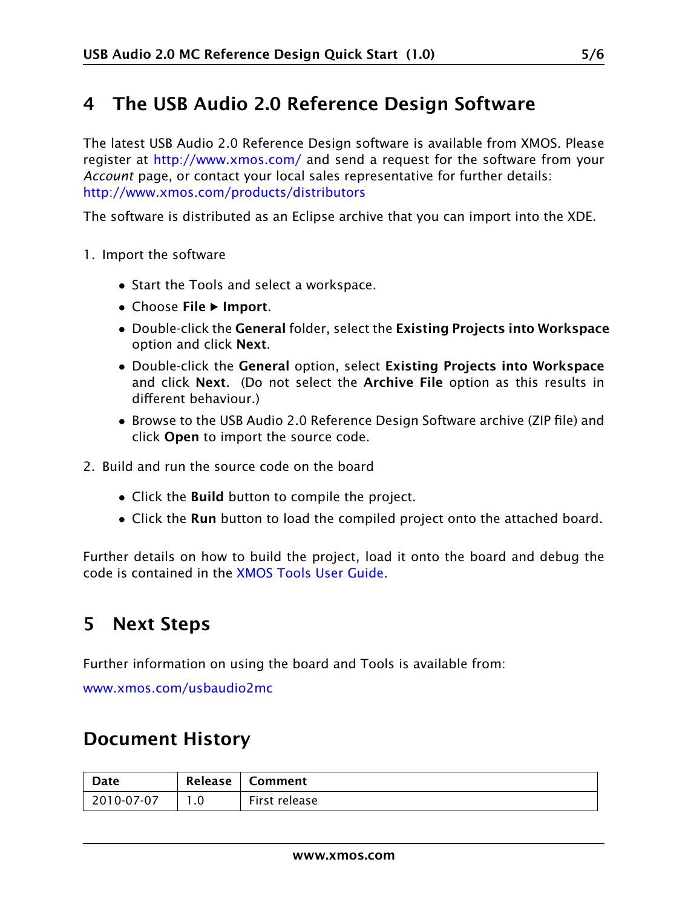# 4 The USB Audio 2.0 Reference Design Software

The latest USB Audio 2.0 Reference Design software is available from XMOS. Please register at http://www.xmos.com/ and send a request for the software from your *Account* page, or contact your local sales representative for further details: http://www.xmos.com/products/distributors

The software is distributed as an Eclipse archive that you can import into the XDE.

1. Import the software
   - Start the Tools and select a workspace.
   - Choose **File** ▶ **Import**.
   - Double-click the **General** folder, select the **Existing Projects into Workspace** option and click **Next**.
   - Double-click the **General** option, select **Existing Projects into Workspace** and click **Next**. (Do not select the **Archive File** option as this results in different behaviour.)
   - Browse to the USB Audio 2.0 Reference Design Software archive (ZIP file) and click **Open** to import the source code.
2. Build and run the source code on the board
   - Click the **Build** button to compile the project.
   - Click the **Run** button to load the compiled project onto the attached board.

Further details on how to build the project, load it onto the board and debug the code is contained in the XMOS Tools User Guide.

# 5 Next Steps

Further information on using the board and Tools is available from:

www.xmos.com/usbaudio2mc

# Document History

| Date | Release | Comment |
|---|---|---|
| 2010-07-07 | 1.0 | First release |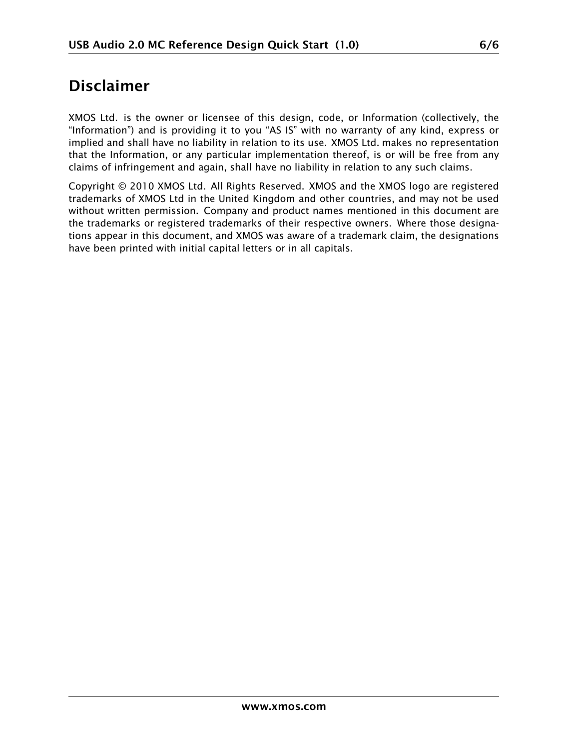# Disclaimer

XMOS Ltd. is the owner or licensee of this design, code, or Information (collectively, the “Information”) and is providing it to you “AS IS” with no warranty of any kind, express or implied and shall have no liability in relation to its use. XMOS Ltd. makes no representation that the Information, or any particular implementation thereof, is or will be free from any claims of infringement and again, shall have no liability in relation to any such claims.

Copyright © 2010 XMOS Ltd. All Rights Reserved. XMOS and the XMOS logo are registered trademarks of XMOS Ltd in the United Kingdom and other countries, and may not be used without written permission. Company and product names mentioned in this document are the trademarks or registered trademarks of their respective owners. Where those designations appear in this document, and XMOS was aware of a trademark claim, the designations have been printed with initial capital letters or in all capitals.